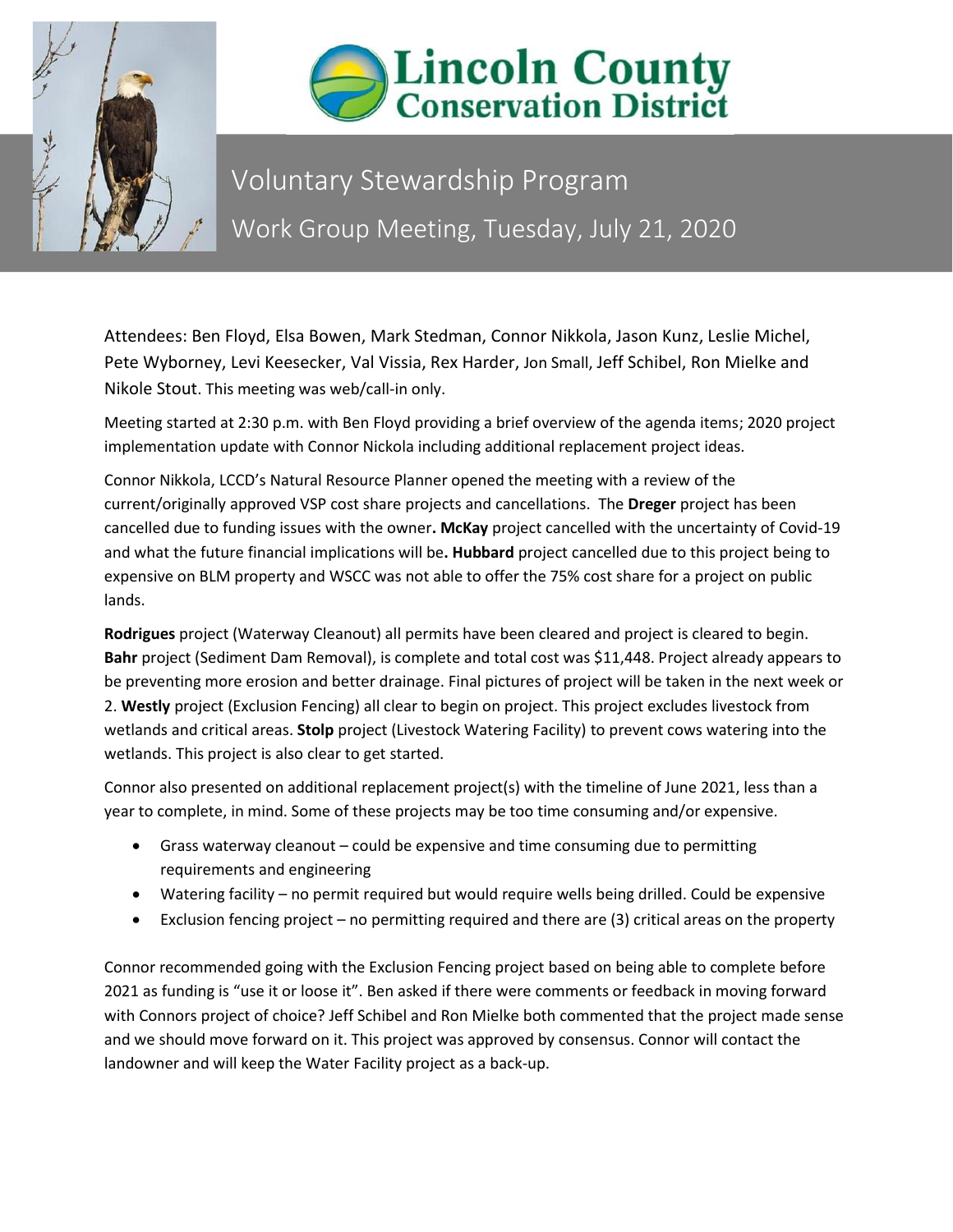# Lincoln County Conservation District

## Voluntary Stewardship Program

## Work Group Meeting, Tuesday, July 21, 2020

Attendees: Ben Floyd, Elsa Bowen, Mark Stedman, Connor Nikkola, Jason Kunz, Leslie Michel, Pete Wyborney, Levi Keesecker, Val Vissia, Rex Harder, Jon Small, Jeff Schibel, Ron Mielke and Nikole Stout. This meeting was web/call-in only.

Meeting started at 2:30 p.m. with Ben Floyd providing a brief overview of the agenda items; 2020 project implementation update with Connor Nickola including additional replacement project ideas.

Connor Nikkola, LCCD's Natural Resource Planner opened the meeting with a review of the current/originally approved VSP cost share projects and cancellations. The **Dreger** project has been cancelled due to funding issues with the owner**. McKay** project cancelled with the uncertainty of Covid-19 and what the future financial implications will be**. Hubbard** project cancelled due to this project being to expensive on BLM property and WSCC was not able to offer the 75% cost share for a project on public lands.

**Rodrigues** project (Waterway Cleanout) all permits have been cleared and project is cleared to begin. **Bahr** project (Sediment Dam Removal), is complete and total cost was $11,448. Project already appears to be preventing more erosion and better drainage. Final pictures of project will be taken in the next week or 2. **Westly** project (Exclusion Fencing) all clear to begin on project. This project excludes livestock from wetlands and critical areas. **Stolp** project (Livestock Watering Facility) to prevent cows watering into the wetlands. This project is also clear to get started.

Connor also presented on additional replacement project(s) with the timeline of June 2021, less than a year to complete, in mind. Some of these projects may be too time consuming and/or expensive.

- Grass waterway cleanout – could be expensive and time consuming due to permitting requirements and engineering
- Watering facility – no permit required but would require wells being drilled. Could be expensive
- Exclusion fencing project – no permitting required and there are (3) critical areas on the property

Connor recommended going with the Exclusion Fencing project based on being able to complete before 2021 as funding is "use it or loose it". Ben asked if there were comments or feedback in moving forward with Connors project of choice? Jeff Schibel and Ron Mielke both commented that the project made sense and we should move forward on it. This project was approved by consensus. Connor will contact the landowner and will keep the Water Facility project as a back-up.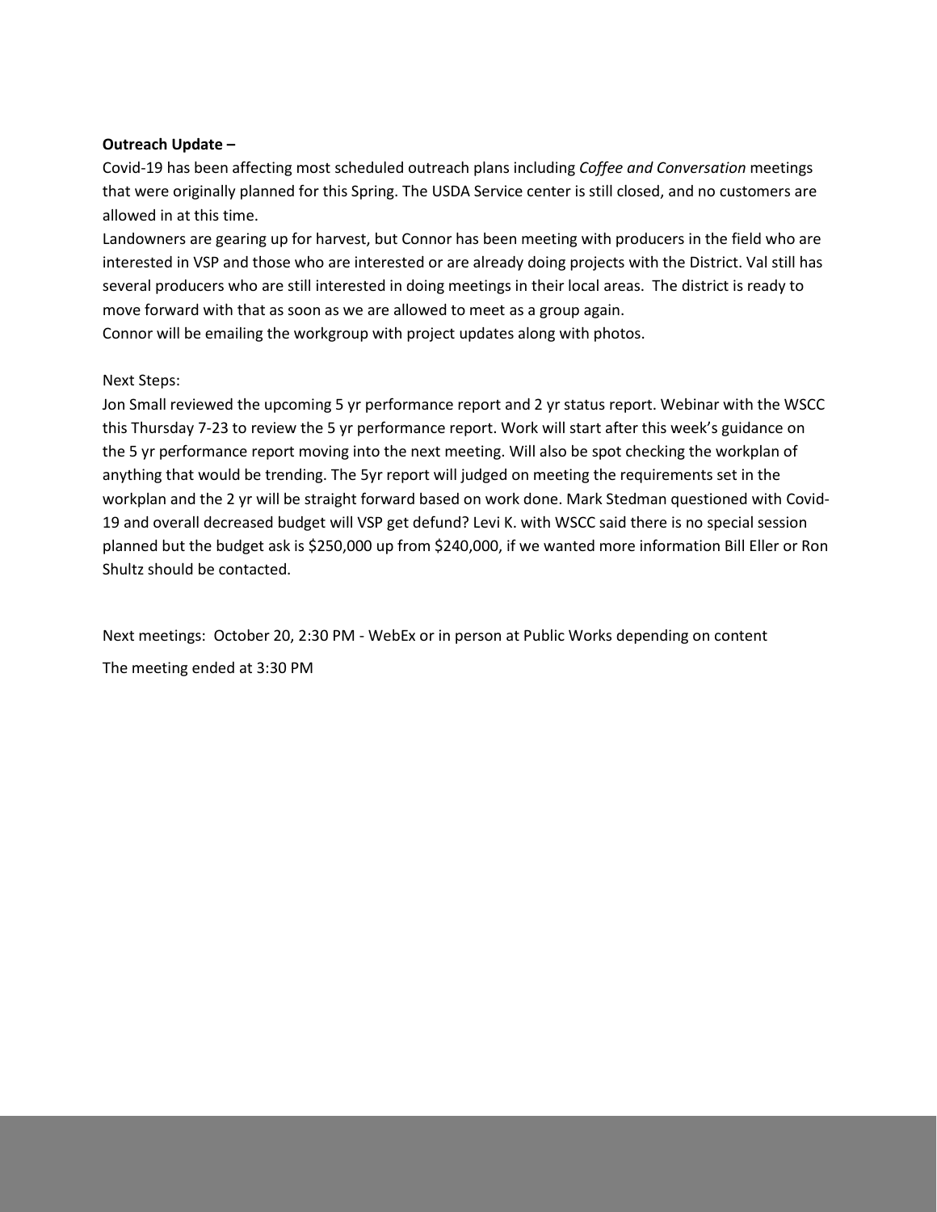**Outreach Update –**

Covid-19 has been affecting most scheduled outreach plans including *Coffee and Conversation* meetings that were originally planned for this Spring. The USDA Service center is still closed, and no customers are allowed in at this time.

Landowners are gearing up for harvest, but Connor has been meeting with producers in the field who are interested in VSP and those who are interested or are already doing projects with the District. Val still has several producers who are still interested in doing meetings in their local areas. The district is ready to move forward with that as soon as we are allowed to meet as a group again.

Connor will be emailing the workgroup with project updates along with photos.

Next Steps:

Jon Small reviewed the upcoming 5 yr performance report and 2 yr status report. Webinar with the WSCC this Thursday 7-23 to review the 5 yr performance report. Work will start after this week's guidance on the 5 yr performance report moving into the next meeting. Will also be spot checking the workplan of anything that would be trending. The 5yr report will judged on meeting the requirements set in the workplan and the 2 yr will be straight forward based on work done. Mark Stedman questioned with Covid-19 and overall decreased budget will VSP get defund? Levi K. with WSCC said there is no special session planned but the budget ask is $250,000 up from $240,000, if we wanted more information Bill Eller or Ron Shultz should be contacted.

Next meetings: October 20, 2:30 PM - WebEx or in person at Public Works depending on content

The meeting ended at 3:30 PM